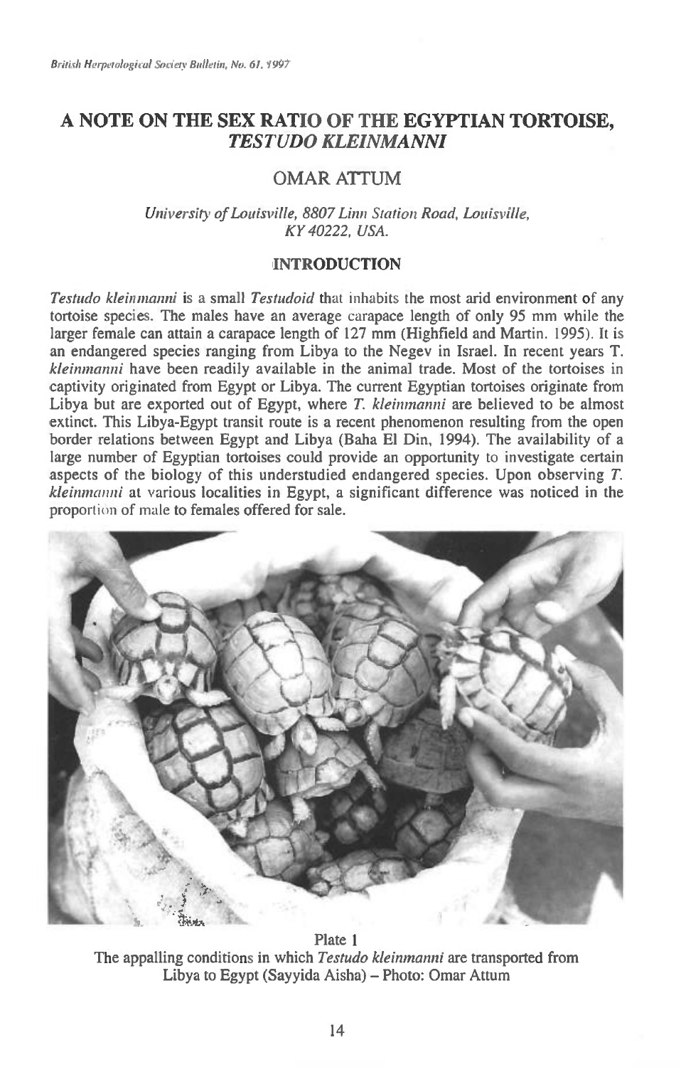# A NOTE ON THE SEX RATIO OF THE EGYPTIAN TORTOISE, *TESTUDO KLEINMANNI*

## OMAR ATTUM

*University of Louisville, 8807 Linn Station Road, Louisville, KY 40222, USA.*

## INTRODUCTION

*Testudo kleinmanni* is a small *Testudoid* that inhabits the most arid environment of any tortoise species. The males have an average carapace length of only 95 mm while the larger female can attain a carapace length of 127 mm (Highfield and Martin. 1995). It is an endangered species ranging from Libya to the Negev in Israel. In recent years T. *kleinmanni* have been readily available in the animal trade. Most of the tortoises in captivity originated from Egypt or Libya. The current Egyptian tortoises originate from Libya but are exported out of Egypt, where *T. kleinmanni* are believed to be almost extinct. This Libya-Egypt transit route is a recent phenomenon resulting from the open border relations between Egypt and Libya (Baha El Din, 1994). The availability of a large number of Egyptian tortoises could provide an opportunity to investigate certain aspects of the biology of this understudied endangered species. Upon observing *T. kleinmanni* at various localities in Egypt, a significant difference was noticed in the proportion of male to females offered for sale.

Plate 1
The appalling conditions in which *Testudo kleinmanni* are transported from Libya to Egypt (Sayyida Aisha) – Photo: Omar Attum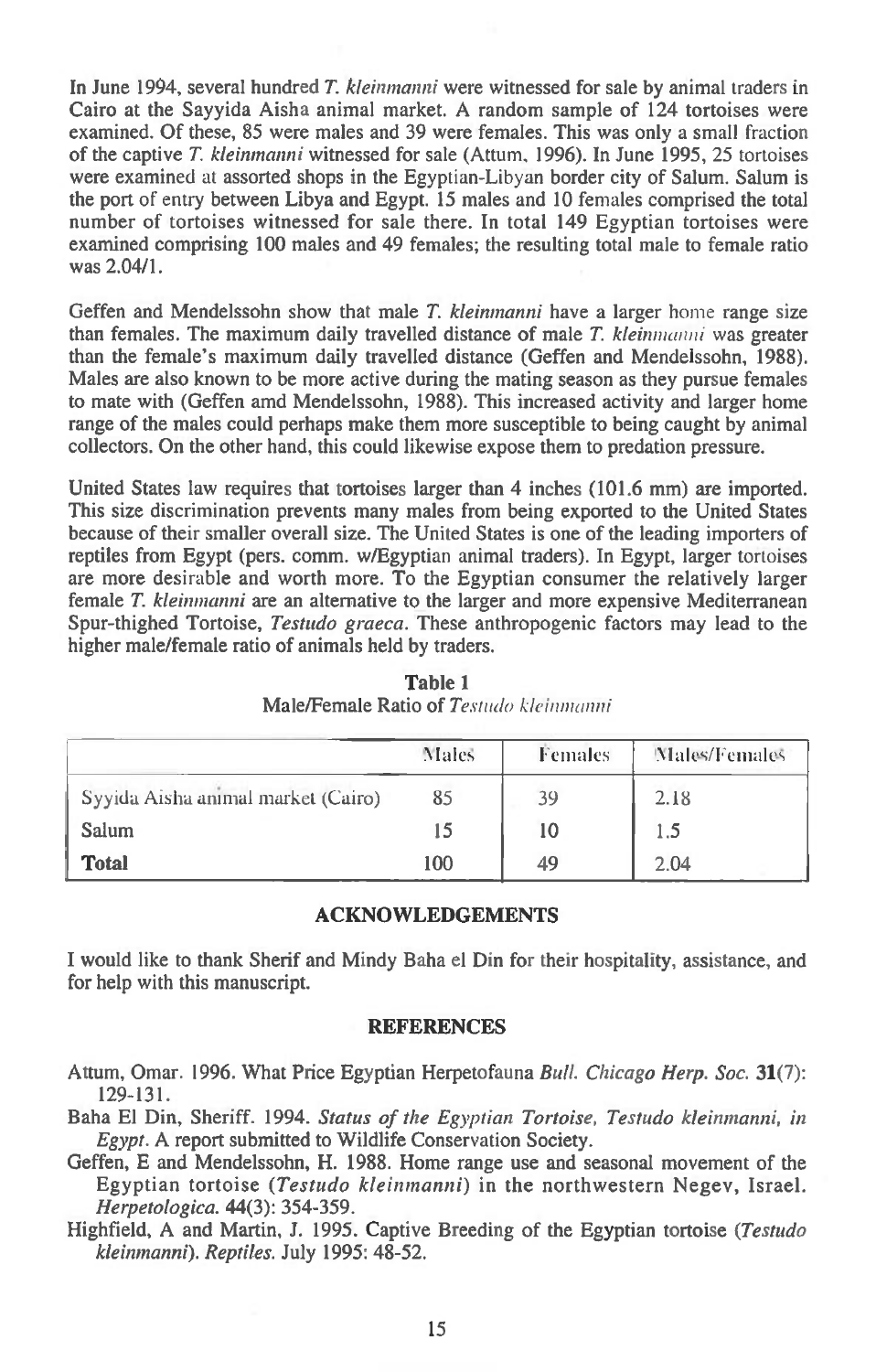In June 1994, several hundred *T. kleinmanni* were witnessed for sale by animal traders in Cairo at the Sayyida Aisha animal market. A random sample of 124 tortoises were examined. Of these, 85 were males and 39 were females. This was only a small fraction of the captive *T. kleinmanni* witnessed for sale (Attum, 1996). In June 1995, 25 tortoises were examined at assorted shops in the Egyptian-Libyan border city of Salum. Salum is the port of entry between Libya and Egypt. 15 males and 10 females comprised the total number of tortoises witnessed for sale there. In total 149 Egyptian tortoises were examined comprising 100 males and 49 females; the resulting total male to female ratio was 2.04/1.

Geffen and Mendelssohn show that male *T. kleinmanni* have a larger home range size than females. The maximum daily travelled distance of male *T. kleinmanni* was greater than the female's maximum daily travelled distance (Geffen and Mendelssohn, 1988). Males are also known to be more active during the mating season as they pursue females to mate with (Geffen amd Mendelssohn, 1988). This increased activity and larger home range of the males could perhaps make them more susceptible to being caught by animal collectors. On the other hand, this could likewise expose them to predation pressure.

United States law requires that tortoises larger than 4 inches (101.6 mm) are imported. This size discrimination prevents many males from being exported to the United States because of their smaller overall size. The United States is one of the leading importers of reptiles from Egypt (pers. comm. w/Egyptian animal traders). In Egypt, larger tortoises are more desirable and worth more. To the Egyptian consumer the relatively larger female *T. kleinmanni* are an alternative to the larger and more expensive Mediterranean Spur-thighed Tortoise, *Testudo graeca*. These anthropogenic factors may lead to the higher male/female ratio of animals held by traders.

**Table 1**
Male/Female Ratio of *Testudo kleinmanni*

| | Males | Females | Males/Females |
|---|---|---|---|
| Syyida Aisha animal market (Cairo) | 85 | 39 | 2.18 |
| Salum | 15 | 10 | 1.5 |
| **Total** | 100 | 49 | 2.04 |

## ACKNOWLEDGEMENTS

I would like to thank Sherif and Mindy Baha el Din for their hospitality, assistance, and for help with this manuscript.

## REFERENCES

Attum, Omar. 1996. What Price Egyptian Herpetofauna *Bull. Chicago Herp. Soc.* **31**(7): 129-131.

Baha El Din, Sheriff. 1994. *Status of the Egyptian Tortoise, Testudo kleinmanni, in Egypt*. A report submitted to Wildlife Conservation Society.

Geffen, E and Mendelssohn, H. 1988. Home range use and seasonal movement of the Egyptian tortoise (*Testudo kleinmanni*) in the northwestern Negev, Israel. *Herpetologica.* **44**(3): 354-359.

Highfield, A and Martin, J. 1995. Captive Breeding of the Egyptian tortoise (*Testudo kleinmanni*). *Reptiles.* July 1995: 48-52.